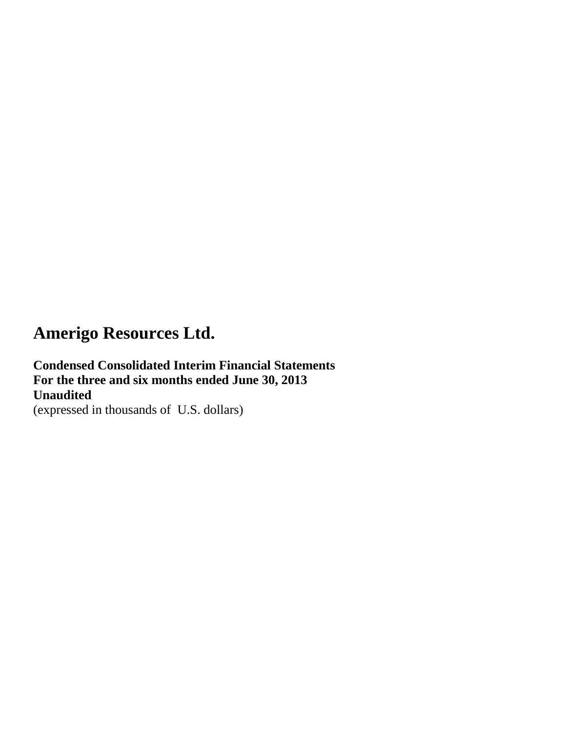# Amerigo Resources Ltd.

**Condensed Consolidated Interim Financial Statements**
**For the three and six months ended June 30, 2013**
**Unaudited**
(expressed in thousands of U.S. dollars)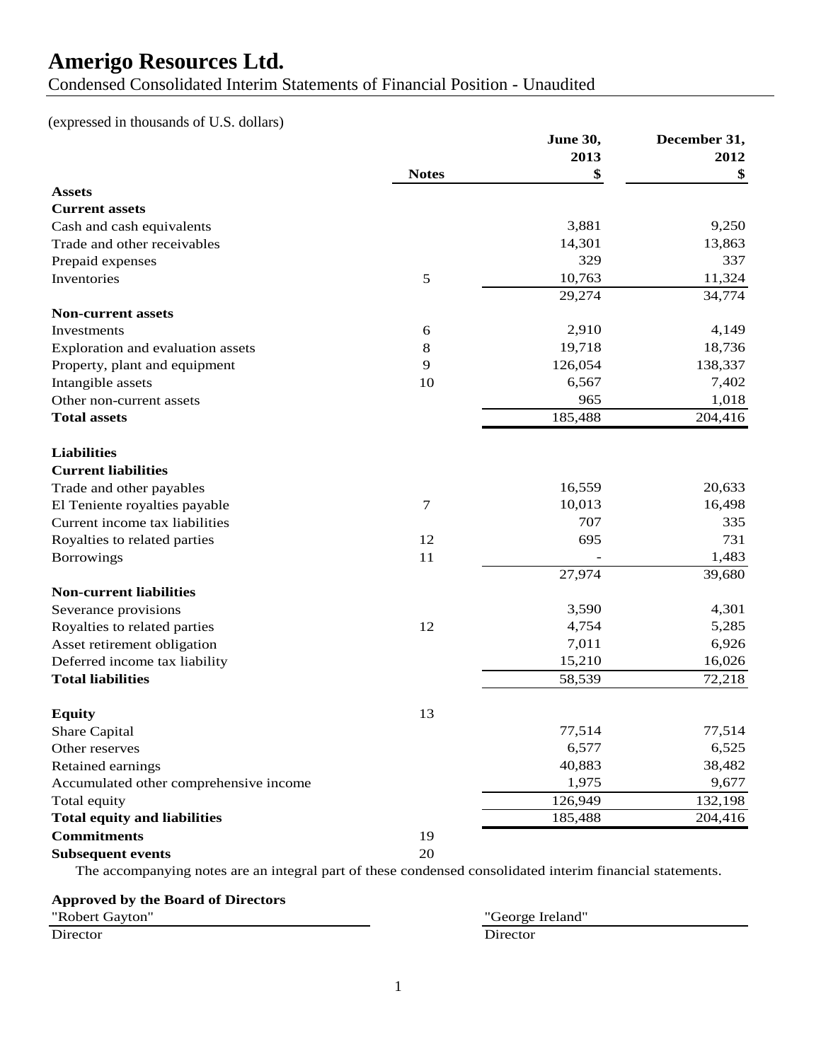# Amerigo Resources Ltd.

Condensed Consolidated Interim Statements of Financial Position - Unaudited

(expressed in thousands of U.S. dollars)

| | Notes | June 30, 2013 $ | December 31, 2012 $ |
|---|---|---|---|
| **Assets** | | | |
| **Current assets** | | | |
| Cash and cash equivalents | | 3,881 | 9,250 |
| Trade and other receivables | | 14,301 | 13,863 |
| Prepaid expenses | | 329 | 337 |
| Inventories | 5 | 10,763 | 11,324 |
| | | 29,274 | 34,774 |
| **Non-current assets** | | | |
| Investments | 6 | 2,910 | 4,149 |
| Exploration and evaluation assets | 8 | 19,718 | 18,736 |
| Property, plant and equipment | 9 | 126,054 | 138,337 |
| Intangible assets | 10 | 6,567 | 7,402 |
| Other non-current assets | | 965 | 1,018 |
| **Total assets** | | 185,488 | 204,416 |
| **Liabilities** | | | |
| **Current liabilities** | | | |
| Trade and other payables | | 16,559 | 20,633 |
| El Teniente royalties payable | 7 | 10,013 | 16,498 |
| Current income tax liabilities | | 707 | 335 |
| Royalties to related parties | 12 | 695 | 731 |
| Borrowings | 11 | - | 1,483 |
| | | 27,974 | 39,680 |
| **Non-current liabilities** | | | |
| Severance provisions | | 3,590 | 4,301 |
| Royalties to related parties | 12 | 4,754 | 5,285 |
| Asset retirement obligation | | 7,011 | 6,926 |
| Deferred income tax liability | | 15,210 | 16,026 |
| **Total liabilities** | | 58,539 | 72,218 |
| **Equity** | 13 | | |
| Share Capital | | 77,514 | 77,514 |
| Other reserves | | 6,577 | 6,525 |
| Retained earnings | | 40,883 | 38,482 |
| Accumulated other comprehensive income | | 1,975 | 9,677 |
| Total equity | | 126,949 | 132,198 |
| **Total equity and liabilities** | | 185,488 | 204,416 |
| **Commitments** | 19 | | |
| **Subsequent events** | 20 | | |

The accompanying notes are an integral part of these condensed consolidated interim financial statements.

**Approved by the Board of Directors**

"Robert Gayton" — Director

"George Ireland" — Director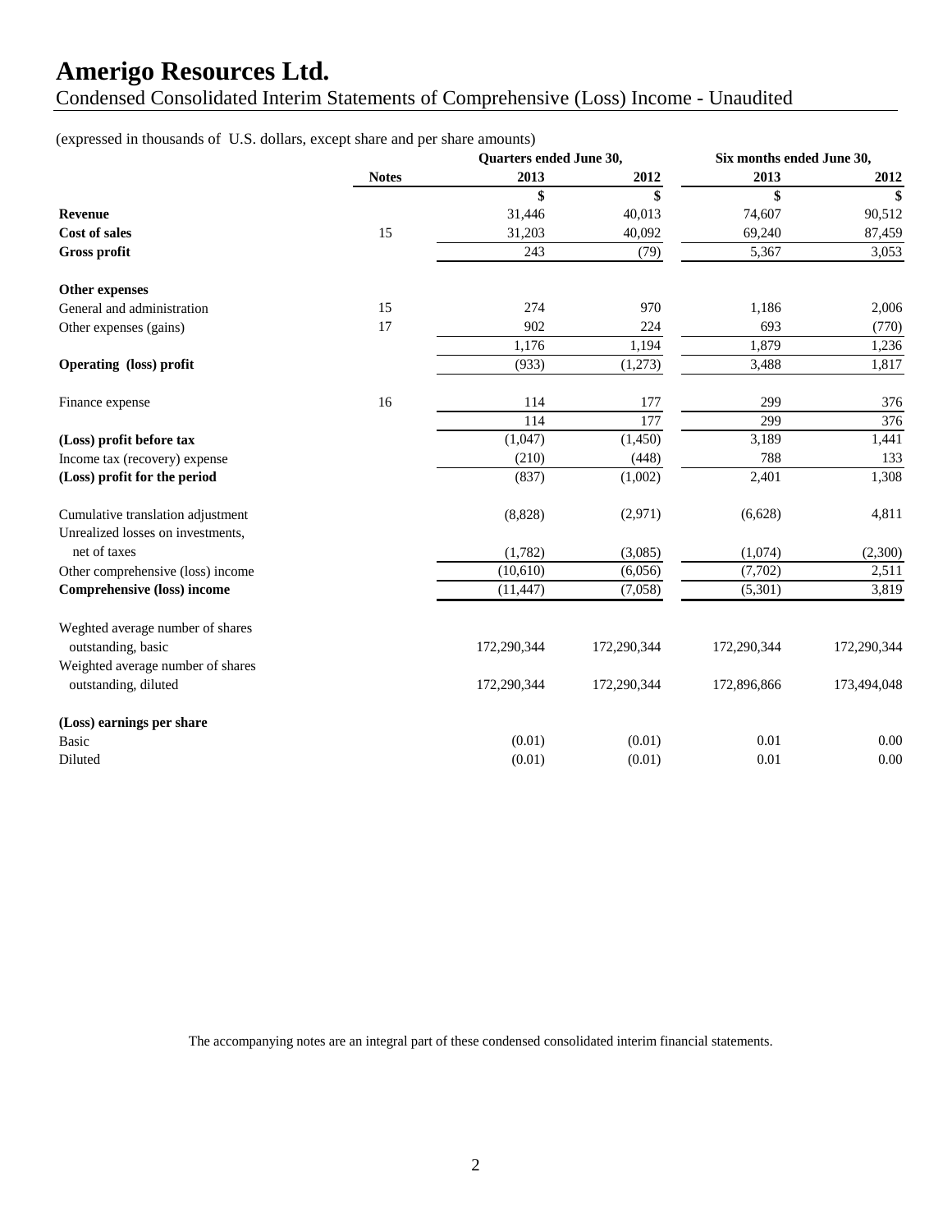# Amerigo Resources Ltd.

Condensed Consolidated Interim Statements of Comprehensive (Loss) Income - Unaudited

(expressed in thousands of U.S. dollars, except share and per share amounts)

| | | Quarters ended June 30, | | Six months ended June 30, | |
|---|---|---|---|---|---|
| | **Notes** | **2013** | **2012** | **2013** | **2012** |
| | | **$** | **$** | **$** | **$** |
| **Revenue** | | 31,446 | 40,013 | 74,607 | 90,512 |
| **Cost of sales** | 15 | 31,203 | 40,092 | 69,240 | 87,459 |
| **Gross profit** | | 243 | (79) | 5,367 | 3,053 |
| **Other expenses** | | | | | |
| General and administration | 15 | 274 | 970 | 1,186 | 2,006 |
| Other expenses (gains) | 17 | 902 | 224 | 693 | (770) |
| | | 1,176 | 1,194 | 1,879 | 1,236 |
| **Operating (loss) profit** | | (933) | (1,273) | 3,488 | 1,817 |
| Finance expense | 16 | 114 | 177 | 299 | 376 |
| | | 114 | 177 | 299 | 376 |
| **(Loss) profit before tax** | | (1,047) | (1,450) | 3,189 | 1,441 |
| Income tax (recovery) expense | | (210) | (448) | 788 | 133 |
| **(Loss) profit for the period** | | (837) | (1,002) | 2,401 | 1,308 |
| Cumulative translation adjustment | | (8,828) | (2,971) | (6,628) | 4,811 |
| Unrealized losses on investments, net of taxes | | (1,782) | (3,085) | (1,074) | (2,300) |
| Other comprehensive (loss) income | | (10,610) | (6,056) | (7,702) | 2,511 |
| **Comprehensive (loss) income** | | (11,447) | (7,058) | (5,301) | 3,819 |
| Weghted average number of shares outstanding, basic | | 172,290,344 | 172,290,344 | 172,290,344 | 172,290,344 |
| Weighted average number of shares outstanding, diluted | | 172,290,344 | 172,290,344 | 172,896,866 | 173,494,048 |
| **(Loss) earnings per share** | | | | | |
| Basic | | (0.01) | (0.01) | 0.01 | 0.00 |
| Diluted | | (0.01) | (0.01) | 0.01 | 0.00 |

The accompanying notes are an integral part of these condensed consolidated interim financial statements.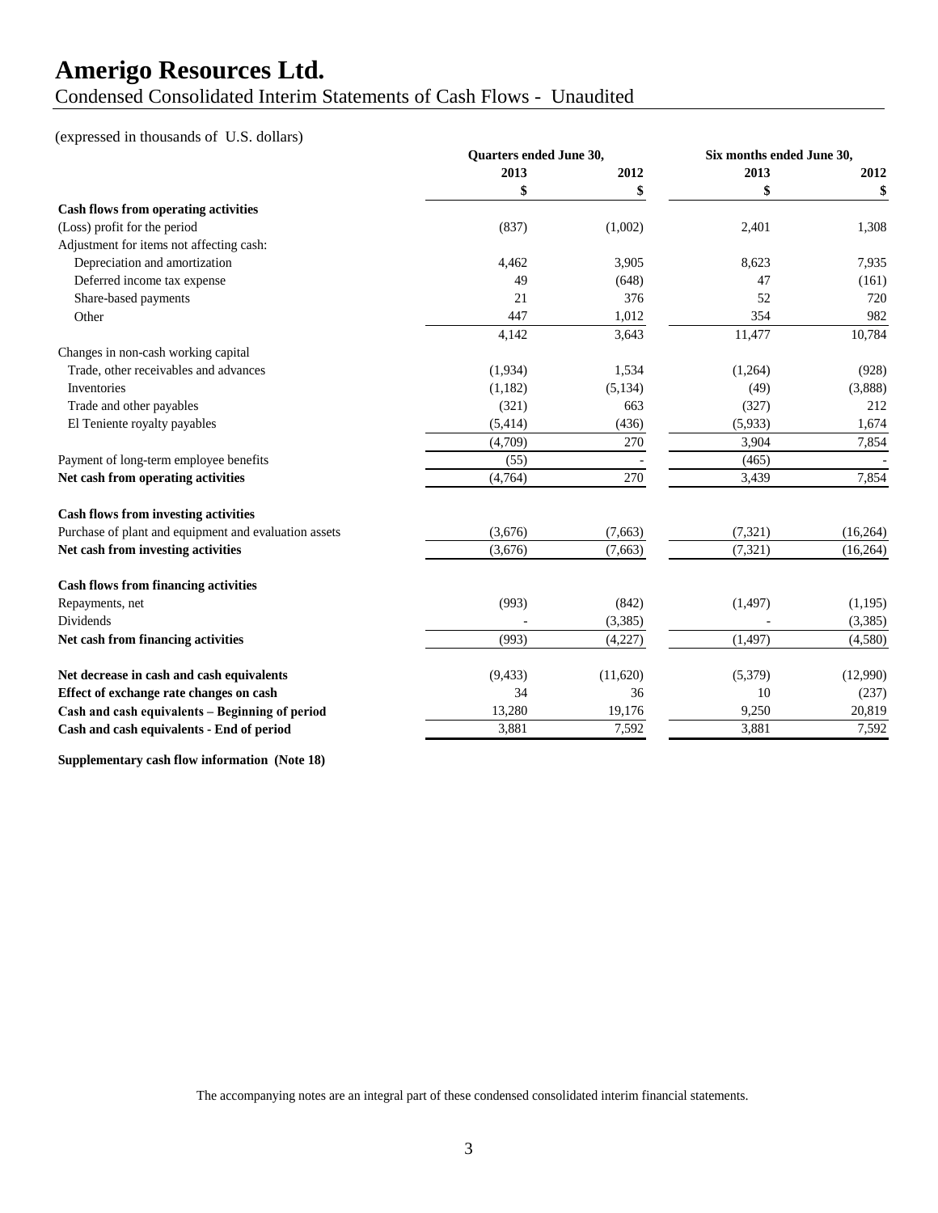# Amerigo Resources Ltd.

Condensed Consolidated Interim Statements of Cash Flows - Unaudited

(expressed in thousands of U.S. dollars)

| | Quarters ended June 30, | | Six months ended June 30, | |
|---|---|---|---|---|
| | 2013 | 2012 | 2013 | 2012 |
| | $ | $ | $ | $ |
| **Cash flows from operating activities** | | | | |
| (Loss) profit for the period | (837) | (1,002) | 2,401 | 1,308 |
| Adjustment for items not affecting cash: | | | | |
| Depreciation and amortization | 4,462 | 3,905 | 8,623 | 7,935 |
| Deferred income tax expense | 49 | (648) | 47 | (161) |
| Share-based payments | 21 | 376 | 52 | 720 |
| Other | 447 | 1,012 | 354 | 982 |
| | 4,142 | 3,643 | 11,477 | 10,784 |
| Changes in non-cash working capital | | | | |
| Trade, other receivables and advances | (1,934) | 1,534 | (1,264) | (928) |
| Inventories | (1,182) | (5,134) | (49) | (3,888) |
| Trade and other payables | (321) | 663 | (327) | 212 |
| El Teniente royalty payables | (5,414) | (436) | (5,933) | 1,674 |
| | (4,709) | 270 | 3,904 | 7,854 |
| Payment of long-term employee benefits | (55) | - | (465) | - |
| **Net cash from operating activities** | (4,764) | 270 | 3,439 | 7,854 |
| **Cash flows from investing activities** | | | | |
| Purchase of plant and equipment and evaluation assets | (3,676) | (7,663) | (7,321) | (16,264) |
| **Net cash from investing activities** | (3,676) | (7,663) | (7,321) | (16,264) |
| **Cash flows from financing activities** | | | | |
| Repayments, net | (993) | (842) | (1,497) | (1,195) |
| Dividends | - | (3,385) | - | (3,385) |
| **Net cash from financing activities** | (993) | (4,227) | (1,497) | (4,580) |
| **Net decrease in cash and cash equivalents** | (9,433) | (11,620) | (5,379) | (12,990) |
| **Effect of exchange rate changes on cash** | 34 | 36 | 10 | (237) |
| **Cash and cash equivalents – Beginning of period** | 13,280 | 19,176 | 9,250 | 20,819 |
| **Cash and cash equivalents - End of period** | 3,881 | 7,592 | 3,881 | 7,592 |

**Supplementary cash flow information (Note 18)**

The accompanying notes are an integral part of these condensed consolidated interim financial statements.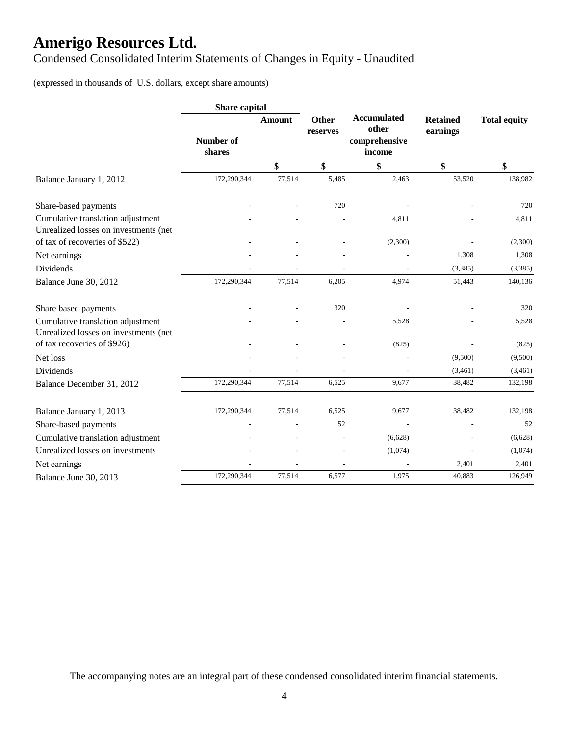# Amerigo Resources Ltd.

Condensed Consolidated Interim Statements of Changes in Equity - Unaudited

(expressed in thousands of U.S. dollars, except share amounts)

| | Share capital | | Other reserves | Accumulated other comprehensive income | Retained earnings | Total equity |
|---|---|---|---|---|---|---|
| | Number of shares | Amount | | | | |
| | | $ | $ | $ | $ | $ |
| Balance January 1, 2012 | 172,290,344 | 77,514 | 5,485 | 2,463 | 53,520 | 138,982 |
| Share-based payments | - | - | 720 | - | - | 720 |
| Cumulative translation adjustment | - | - | - | 4,811 | - | 4,811 |
| Unrealized losses on investments (net of tax of recoveries of $522) | - | - | - | (2,300) | - | (2,300) |
| Net earnings | - | - | - | - | 1,308 | 1,308 |
| Dividends | - | - | - | - | (3,385) | (3,385) |
| Balance June 30, 2012 | 172,290,344 | 77,514 | 6,205 | 4,974 | 51,443 | 140,136 |
| Share based payments | - | - | 320 | - | - | 320 |
| Cumulative translation adjustment | - | - | - | 5,528 | - | 5,528 |
| Unrealized losses on investments (net of tax recoveries of $926) | - | - | - | (825) | - | (825) |
| Net loss | - | - | - | - | (9,500) | (9,500) |
| Dividends | - | - | - | - | (3,461) | (3,461) |
| Balance December 31, 2012 | 172,290,344 | 77,514 | 6,525 | 9,677 | 38,482 | 132,198 |
| Balance January 1, 2013 | 172,290,344 | 77,514 | 6,525 | 9,677 | 38,482 | 132,198 |
| Share-based payments | - | - | 52 | - | - | 52 |
| Cumulative translation adjustment | - | - | - | (6,628) | - | (6,628) |
| Unrealized losses on investments | - | - | - | (1,074) | - | (1,074) |
| Net earnings | - | - | - | - | 2,401 | 2,401 |
| Balance June 30, 2013 | 172,290,344 | 77,514 | 6,577 | 1,975 | 40,883 | 126,949 |

The accompanying notes are an integral part of these condensed consolidated interim financial statements.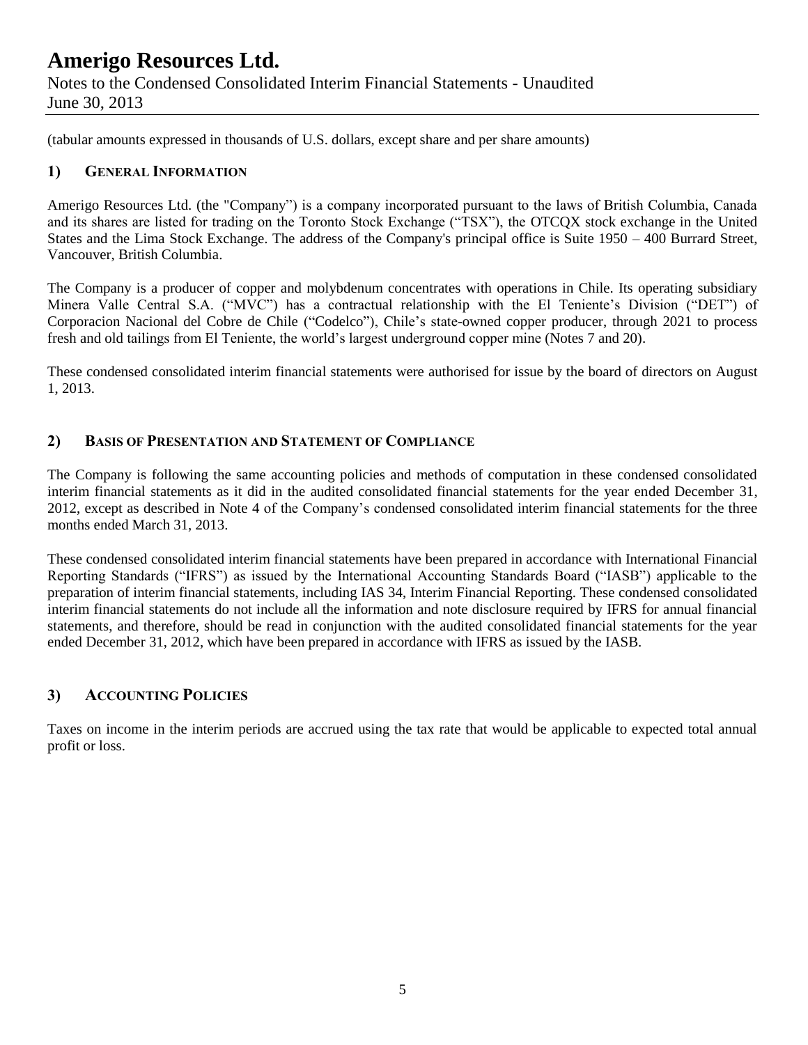(tabular amounts expressed in thousands of U.S. dollars, except share and per share amounts)

## 1) General Information

Amerigo Resources Ltd. (the "Company") is a company incorporated pursuant to the laws of British Columbia, Canada and its shares are listed for trading on the Toronto Stock Exchange ("TSX"), the OTCQX stock exchange in the United States and the Lima Stock Exchange. The address of the Company's principal office is Suite 1950 – 400 Burrard Street, Vancouver, British Columbia.

The Company is a producer of copper and molybdenum concentrates with operations in Chile. Its operating subsidiary Minera Valle Central S.A. ("MVC") has a contractual relationship with the El Teniente's Division ("DET") of Corporacion Nacional del Cobre de Chile ("Codelco"), Chile's state-owned copper producer, through 2021 to process fresh and old tailings from El Teniente, the world's largest underground copper mine (Notes 7 and 20).

These condensed consolidated interim financial statements were authorised for issue by the board of directors on August 1, 2013.

## 2) Basis of Presentation and Statement of Compliance

The Company is following the same accounting policies and methods of computation in these condensed consolidated interim financial statements as it did in the audited consolidated financial statements for the year ended December 31, 2012, except as described in Note 4 of the Company's condensed consolidated interim financial statements for the three months ended March 31, 2013.

These condensed consolidated interim financial statements have been prepared in accordance with International Financial Reporting Standards ("IFRS") as issued by the International Accounting Standards Board ("IASB") applicable to the preparation of interim financial statements, including IAS 34, Interim Financial Reporting. These condensed consolidated interim financial statements do not include all the information and note disclosure required by IFRS for annual financial statements, and therefore, should be read in conjunction with the audited consolidated financial statements for the year ended December 31, 2012, which have been prepared in accordance with IFRS as issued by the IASB.

## 3) Accounting Policies

Taxes on income in the interim periods are accrued using the tax rate that would be applicable to expected total annual profit or loss.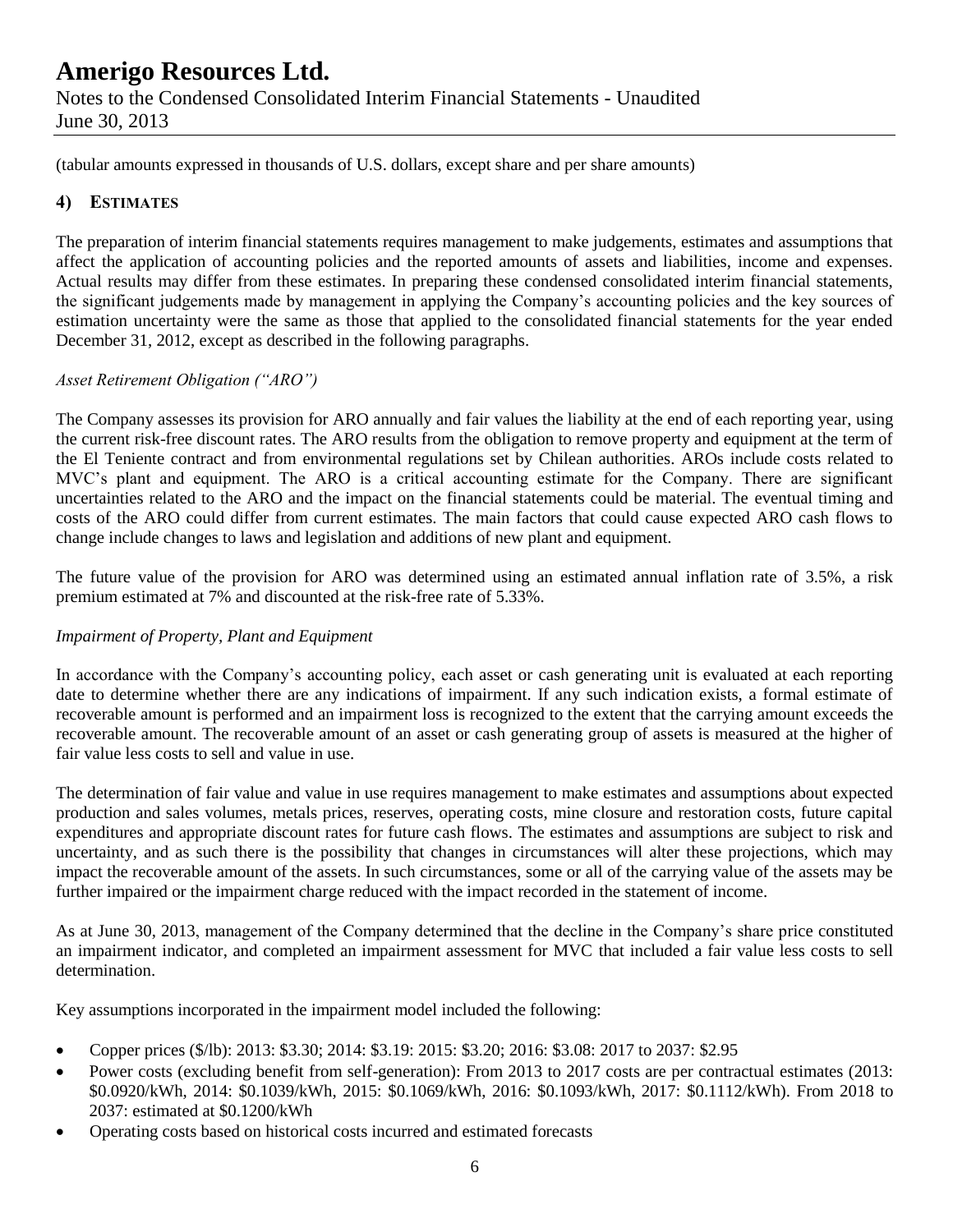(tabular amounts expressed in thousands of U.S. dollars, except share and per share amounts)

## 4) ESTIMATES

The preparation of interim financial statements requires management to make judgements, estimates and assumptions that affect the application of accounting policies and the reported amounts of assets and liabilities, income and expenses. Actual results may differ from these estimates. In preparing these condensed consolidated interim financial statements, the significant judgements made by management in applying the Company's accounting policies and the key sources of estimation uncertainty were the same as those that applied to the consolidated financial statements for the year ended December 31, 2012, except as described in the following paragraphs.

*Asset Retirement Obligation ("ARO")*

The Company assesses its provision for ARO annually and fair values the liability at the end of each reporting year, using the current risk-free discount rates. The ARO results from the obligation to remove property and equipment at the term of the El Teniente contract and from environmental regulations set by Chilean authorities. AROs include costs related to MVC's plant and equipment. The ARO is a critical accounting estimate for the Company. There are significant uncertainties related to the ARO and the impact on the financial statements could be material. The eventual timing and costs of the ARO could differ from current estimates. The main factors that could cause expected ARO cash flows to change include changes to laws and legislation and additions of new plant and equipment.

The future value of the provision for ARO was determined using an estimated annual inflation rate of 3.5%, a risk premium estimated at 7% and discounted at the risk-free rate of 5.33%.

*Impairment of Property, Plant and Equipment*

In accordance with the Company's accounting policy, each asset or cash generating unit is evaluated at each reporting date to determine whether there are any indications of impairment. If any such indication exists, a formal estimate of recoverable amount is performed and an impairment loss is recognized to the extent that the carrying amount exceeds the recoverable amount. The recoverable amount of an asset or cash generating group of assets is measured at the higher of fair value less costs to sell and value in use.

The determination of fair value and value in use requires management to make estimates and assumptions about expected production and sales volumes, metals prices, reserves, operating costs, mine closure and restoration costs, future capital expenditures and appropriate discount rates for future cash flows. The estimates and assumptions are subject to risk and uncertainty, and as such there is the possibility that changes in circumstances will alter these projections, which may impact the recoverable amount of the assets. In such circumstances, some or all of the carrying value of the assets may be further impaired or the impairment charge reduced with the impact recorded in the statement of income.

As at June 30, 2013, management of the Company determined that the decline in the Company's share price constituted an impairment indicator, and completed an impairment assessment for MVC that included a fair value less costs to sell determination.

Key assumptions incorporated in the impairment model included the following:

- Copper prices ($/lb): 2013: $3.30; 2014: $3.19: 2015: $3.20; 2016: $3.08: 2017 to 2037: $2.95
- Power costs (excluding benefit from self-generation): From 2013 to 2017 costs are per contractual estimates (2013: $0.0920/kWh, 2014: $0.1039/kWh, 2015: $0.1069/kWh, 2016: $0.1093/kWh, 2017: $0.1112/kWh). From 2018 to 2037: estimated at $0.1200/kWh
- Operating costs based on historical costs incurred and estimated forecasts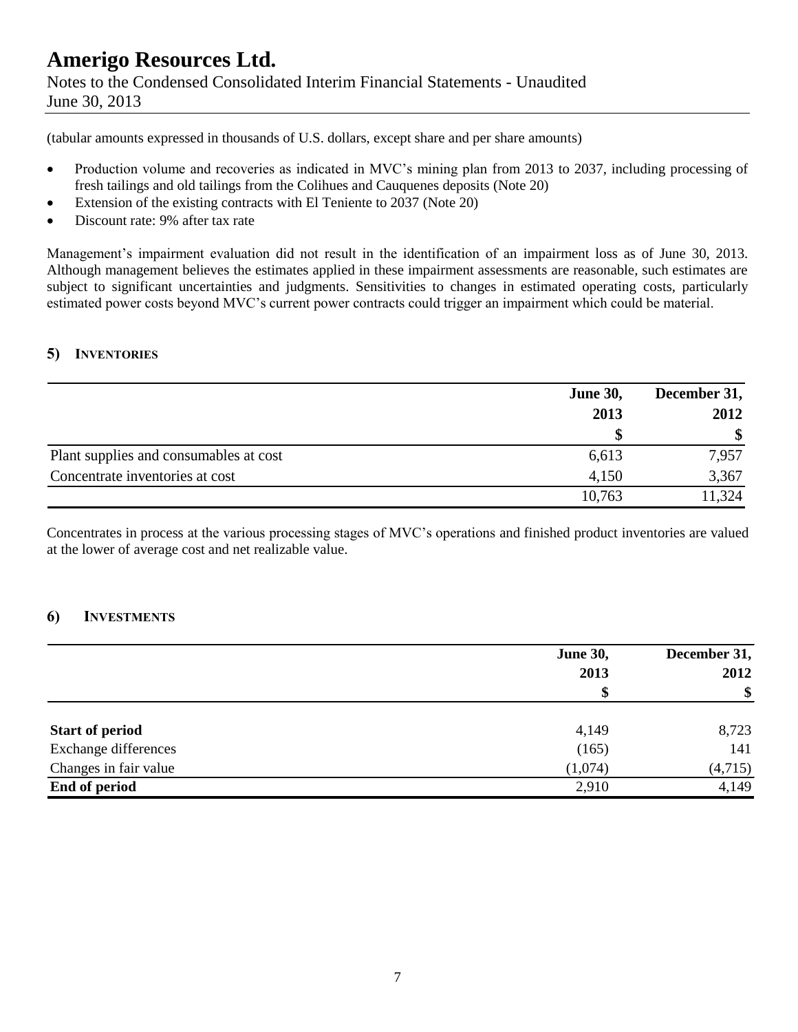(tabular amounts expressed in thousands of U.S. dollars, except share and per share amounts)

- Production volume and recoveries as indicated in MVC's mining plan from 2013 to 2037, including processing of fresh tailings and old tailings from the Colihues and Cauquenes deposits (Note 20)
- Extension of the existing contracts with El Teniente to 2037 (Note 20)
- Discount rate: 9% after tax rate

Management's impairment evaluation did not result in the identification of an impairment loss as of June 30, 2013. Although management believes the estimates applied in these impairment assessments are reasonable, such estimates are subject to significant uncertainties and judgments. Sensitivities to changes in estimated operating costs, particularly estimated power costs beyond MVC's current power contracts could trigger an impairment which could be material.

## 5) INVENTORIES

| | June 30, 2013 | December 31, 2012 |
|---|---|---|
| | $ | $ |
| Plant supplies and consumables at cost | 6,613 | 7,957 |
| Concentrate inventories at cost | 4,150 | 3,367 |
| | 10,763 | 11,324 |

Concentrates in process at the various processing stages of MVC's operations and finished product inventories are valued at the lower of average cost and net realizable value.

## 6) INVESTMENTS

| | June 30, 2013 | December 31, 2012 |
|---|---|---|
| | $ | $ |
| **Start of period** | 4,149 | 8,723 |
| Exchange differences | (165) | 141 |
| Changes in fair value | (1,074) | (4,715) |
| **End of period** | 2,910 | 4,149 |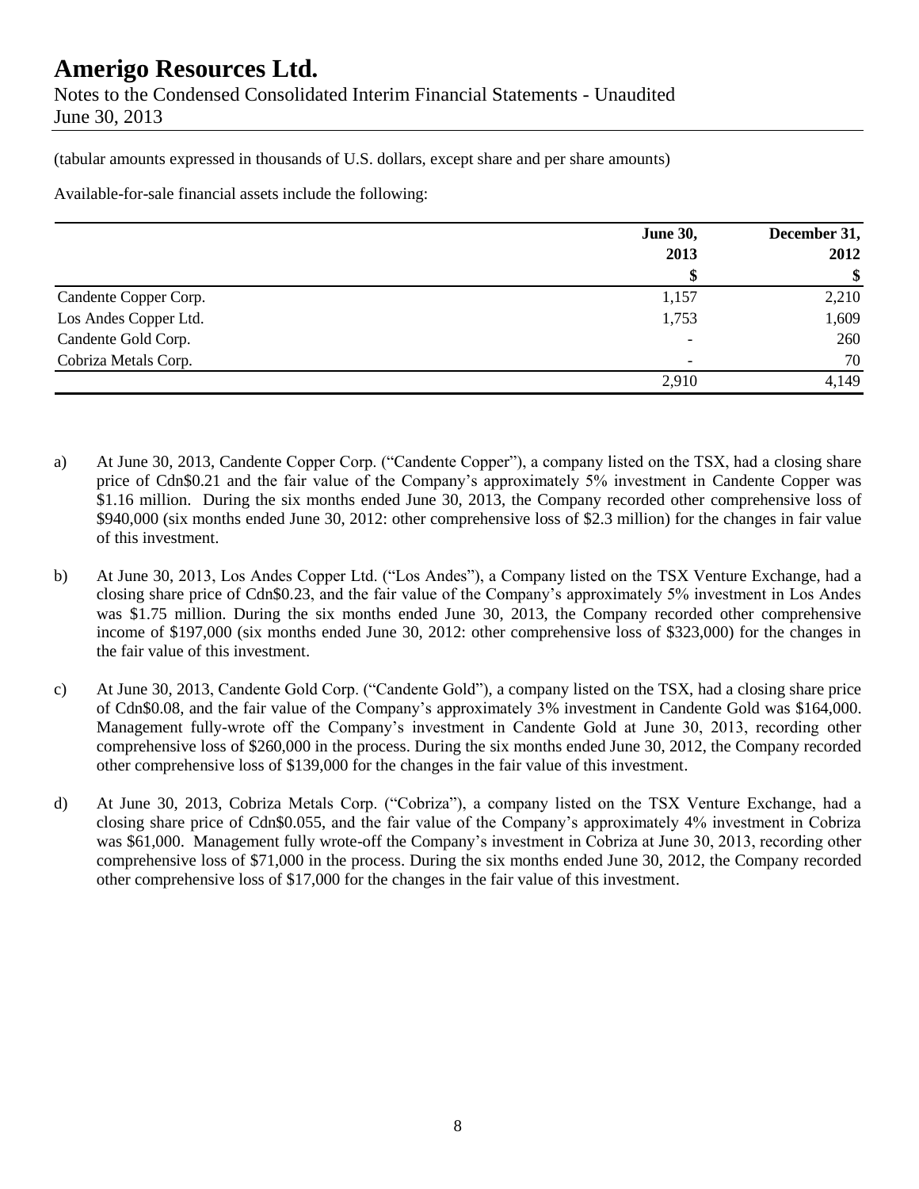(tabular amounts expressed in thousands of U.S. dollars, except share and per share amounts)

Available-for-sale financial assets include the following:

| | June 30, 2013 | December 31, 2012 |
|---|---|---|
| | $ | $ |
| Candente Copper Corp. | 1,157 | 2,210 |
| Los Andes Copper Ltd. | 1,753 | 1,609 |
| Candente Gold Corp. | - | 260 |
| Cobriza Metals Corp. | - | 70 |
| | 2,910 | 4,149 |

a) At June 30, 2013, Candente Copper Corp. ("Candente Copper"), a company listed on the TSX, had a closing share price of Cdn$0.21 and the fair value of the Company's approximately 5% investment in Candente Copper was $1.16 million. During the six months ended June 30, 2013, the Company recorded other comprehensive loss of $940,000 (six months ended June 30, 2012: other comprehensive loss of $2.3 million) for the changes in fair value of this investment.

b) At June 30, 2013, Los Andes Copper Ltd. ("Los Andes"), a Company listed on the TSX Venture Exchange, had a closing share price of Cdn$0.23, and the fair value of the Company's approximately 5% investment in Los Andes was $1.75 million. During the six months ended June 30, 2013, the Company recorded other comprehensive income of $197,000 (six months ended June 30, 2012: other comprehensive loss of $323,000) for the changes in the fair value of this investment.

c) At June 30, 2013, Candente Gold Corp. ("Candente Gold"), a company listed on the TSX, had a closing share price of Cdn$0.08, and the fair value of the Company's approximately 3% investment in Candente Gold was $164,000. Management fully-wrote off the Company's investment in Candente Gold at June 30, 2013, recording other comprehensive loss of $260,000 in the process. During the six months ended June 30, 2012, the Company recorded other comprehensive loss of $139,000 for the changes in the fair value of this investment.

d) At June 30, 2013, Cobriza Metals Corp. ("Cobriza"), a company listed on the TSX Venture Exchange, had a closing share price of Cdn$0.055, and the fair value of the Company's approximately 4% investment in Cobriza was $61,000. Management fully wrote-off the Company's investment in Cobriza at June 30, 2013, recording other comprehensive loss of $71,000 in the process. During the six months ended June 30, 2012, the Company recorded other comprehensive loss of $17,000 for the changes in the fair value of this investment.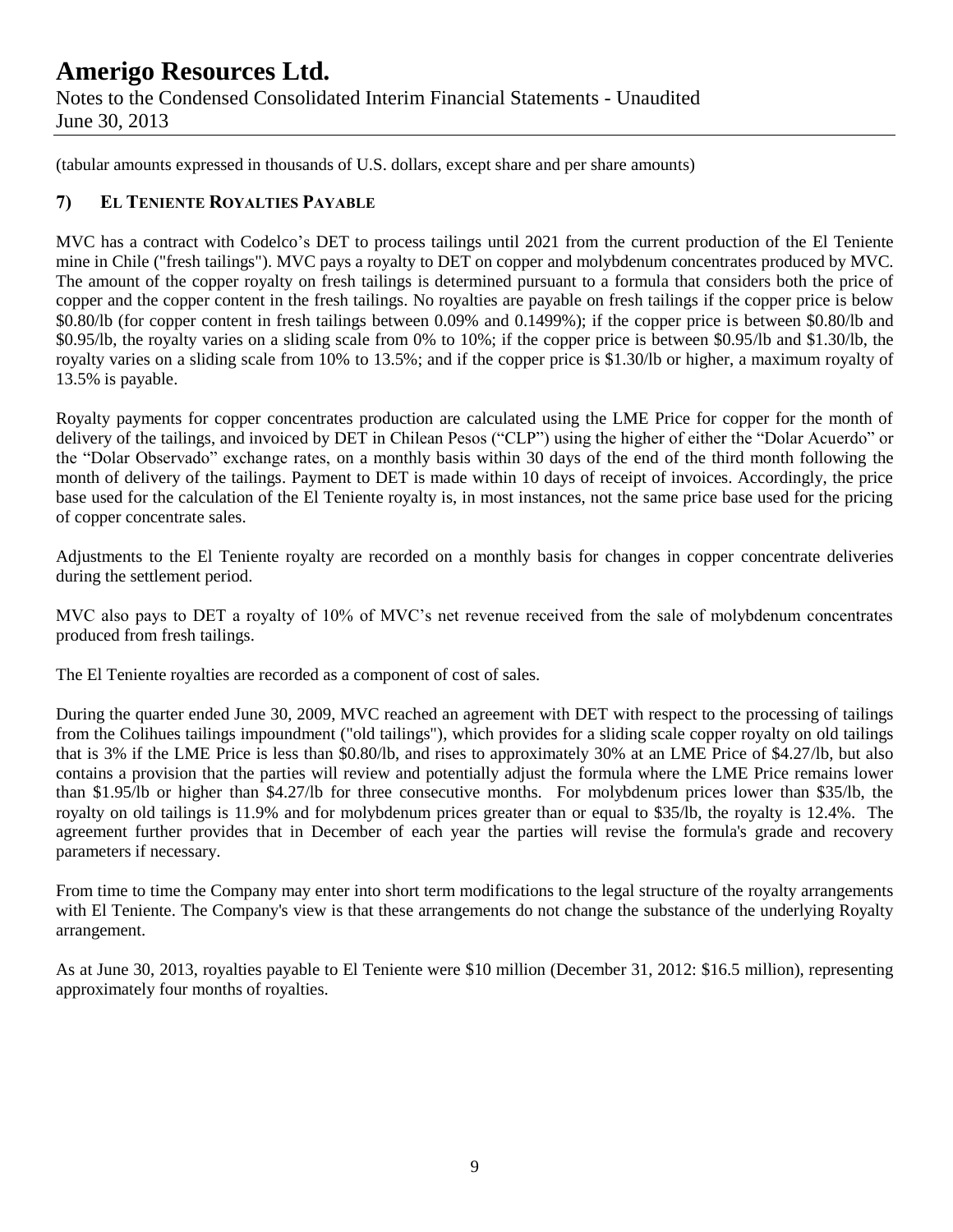(tabular amounts expressed in thousands of U.S. dollars, except share and per share amounts)

## 7) EL TENIENTE ROYALTIES PAYABLE

MVC has a contract with Codelco's DET to process tailings until 2021 from the current production of the El Teniente mine in Chile ("fresh tailings"). MVC pays a royalty to DET on copper and molybdenum concentrates produced by MVC. The amount of the copper royalty on fresh tailings is determined pursuant to a formula that considers both the price of copper and the copper content in the fresh tailings. No royalties are payable on fresh tailings if the copper price is below \$0.80/lb (for copper content in fresh tailings between 0.09% and 0.1499%); if the copper price is between \$0.80/lb and \$0.95/lb, the royalty varies on a sliding scale from 0% to 10%; if the copper price is between \$0.95/lb and \$1.30/lb, the royalty varies on a sliding scale from 10% to 13.5%; and if the copper price is \$1.30/lb or higher, a maximum royalty of 13.5% is payable.

Royalty payments for copper concentrates production are calculated using the LME Price for copper for the month of delivery of the tailings, and invoiced by DET in Chilean Pesos ("CLP") using the higher of either the "Dolar Acuerdo" or the "Dolar Observado" exchange rates, on a monthly basis within 30 days of the end of the third month following the month of delivery of the tailings. Payment to DET is made within 10 days of receipt of invoices. Accordingly, the price base used for the calculation of the El Teniente royalty is, in most instances, not the same price base used for the pricing of copper concentrate sales.

Adjustments to the El Teniente royalty are recorded on a monthly basis for changes in copper concentrate deliveries during the settlement period.

MVC also pays to DET a royalty of 10% of MVC's net revenue received from the sale of molybdenum concentrates produced from fresh tailings.

The El Teniente royalties are recorded as a component of cost of sales.

During the quarter ended June 30, 2009, MVC reached an agreement with DET with respect to the processing of tailings from the Colihues tailings impoundment ("old tailings"), which provides for a sliding scale copper royalty on old tailings that is 3% if the LME Price is less than \$0.80/lb, and rises to approximately 30% at an LME Price of \$4.27/lb, but also contains a provision that the parties will review and potentially adjust the formula where the LME Price remains lower than \$1.95/lb or higher than \$4.27/lb for three consecutive months. For molybdenum prices lower than \$35/lb, the royalty on old tailings is 11.9% and for molybdenum prices greater than or equal to \$35/lb, the royalty is 12.4%. The agreement further provides that in December of each year the parties will revise the formula's grade and recovery parameters if necessary.

From time to time the Company may enter into short term modifications to the legal structure of the royalty arrangements with El Teniente. The Company's view is that these arrangements do not change the substance of the underlying Royalty arrangement.

As at June 30, 2013, royalties payable to El Teniente were \$10 million (December 31, 2012: \$16.5 million), representing approximately four months of royalties.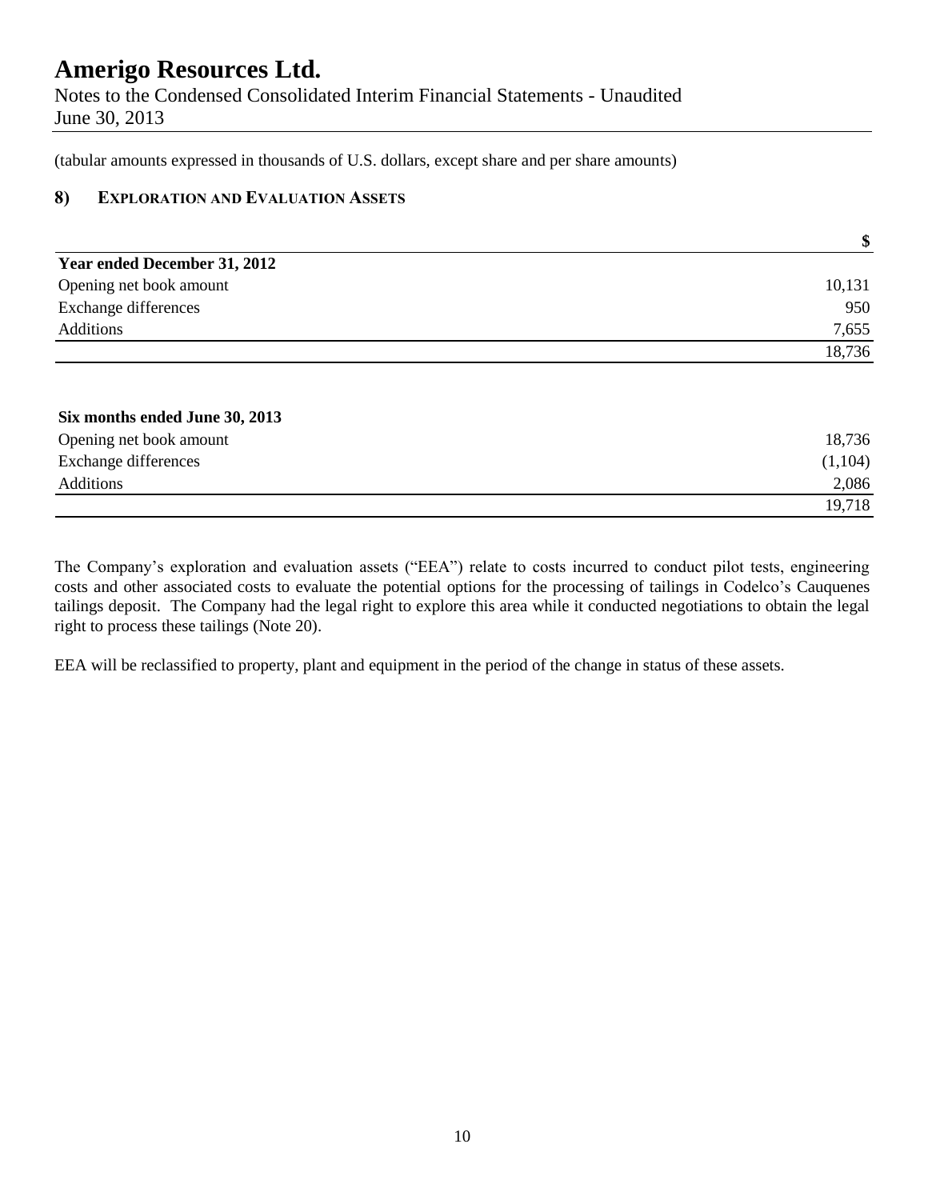(tabular amounts expressed in thousands of U.S. dollars, except share and per share amounts)

## 8) EXPLORATION AND EVALUATION ASSETS

| | $ |
|---|---|
| **Year ended December 31, 2012** | |
| Opening net book amount | 10,131 |
| Exchange differences | 950 |
| Additions | 7,655 |
| | 18,736 |

| | |
|---|---|
| **Six months ended June 30, 2013** | |
| Opening net book amount | 18,736 |
| Exchange differences | (1,104) |
| Additions | 2,086 |
| | 19,718 |

The Company's exploration and evaluation assets ("EEA") relate to costs incurred to conduct pilot tests, engineering costs and other associated costs to evaluate the potential options for the processing of tailings in Codelco's Cauquenes tailings deposit. The Company had the legal right to explore this area while it conducted negotiations to obtain the legal right to process these tailings (Note 20).

EEA will be reclassified to property, plant and equipment in the period of the change in status of these assets.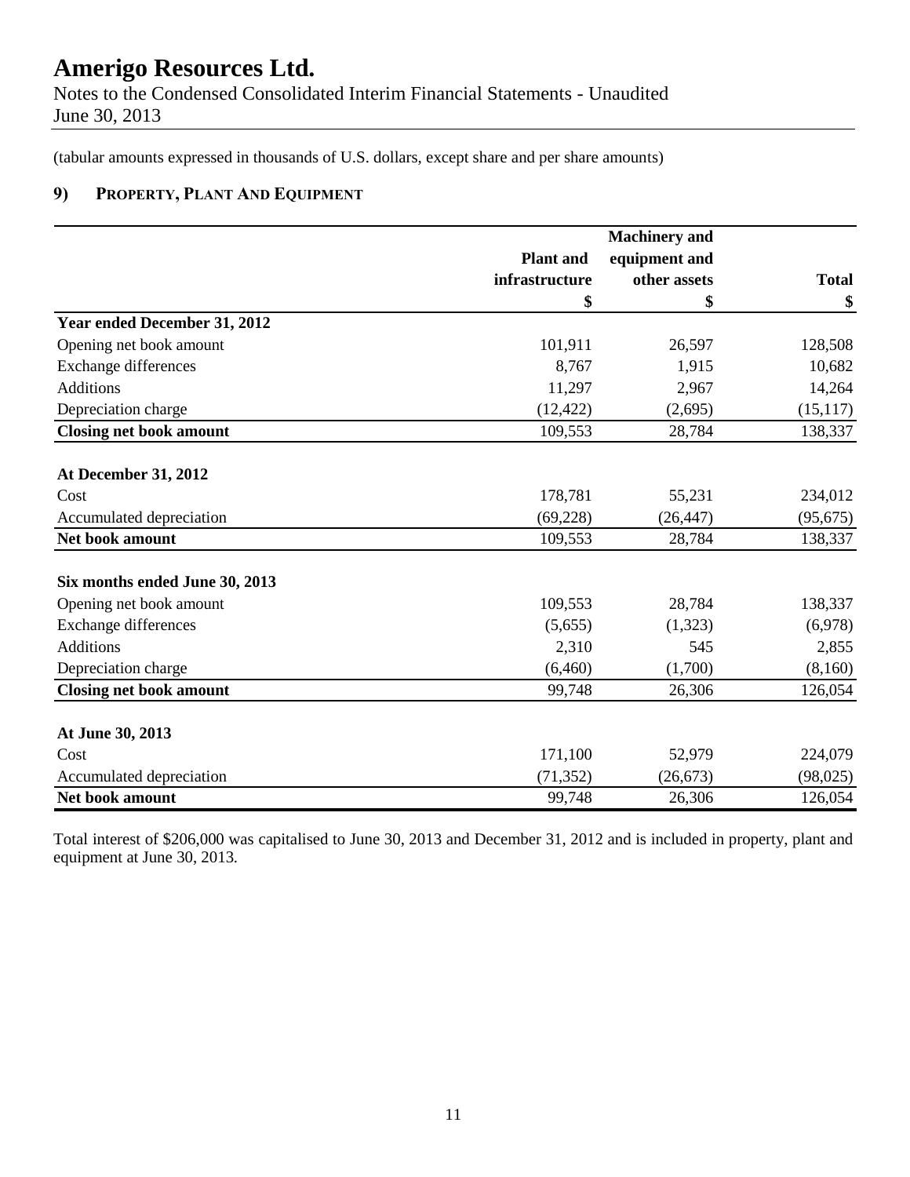# Amerigo Resources Ltd.

Notes to the Condensed Consolidated Interim Financial Statements - Unaudited
June 30, 2013

(tabular amounts expressed in thousands of U.S. dollars, except share and per share amounts)

## 9) Property, Plant And Equipment

| | Plant and infrastructure | Machinery and equipment and other assets | Total |
|---|---|---|---|
| | $ | $ | $ |
| **Year ended December 31, 2012** | | | |
| Opening net book amount | 101,911 | 26,597 | 128,508 |
| Exchange differences | 8,767 | 1,915 | 10,682 |
| Additions | 11,297 | 2,967 | 14,264 |
| Depreciation charge | (12,422) | (2,695) | (15,117) |
| **Closing net book amount** | 109,553 | 28,784 | 138,337 |
| | | | |
| **At December 31, 2012** | | | |
| Cost | 178,781 | 55,231 | 234,012 |
| Accumulated depreciation | (69,228) | (26,447) | (95,675) |
| **Net book amount** | 109,553 | 28,784 | 138,337 |
| | | | |
| **Six months ended June 30, 2013** | | | |
| Opening net book amount | 109,553 | 28,784 | 138,337 |
| Exchange differences | (5,655) | (1,323) | (6,978) |
| Additions | 2,310 | 545 | 2,855 |
| Depreciation charge | (6,460) | (1,700) | (8,160) |
| **Closing net book amount** | 99,748 | 26,306 | 126,054 |
| | | | |
| **At June 30, 2013** | | | |
| Cost | 171,100 | 52,979 | 224,079 |
| Accumulated depreciation | (71,352) | (26,673) | (98,025) |
| **Net book amount** | 99,748 | 26,306 | 126,054 |

Total interest of $206,000 was capitalised to June 30, 2013 and December 31, 2012 and is included in property, plant and equipment at June 30, 2013.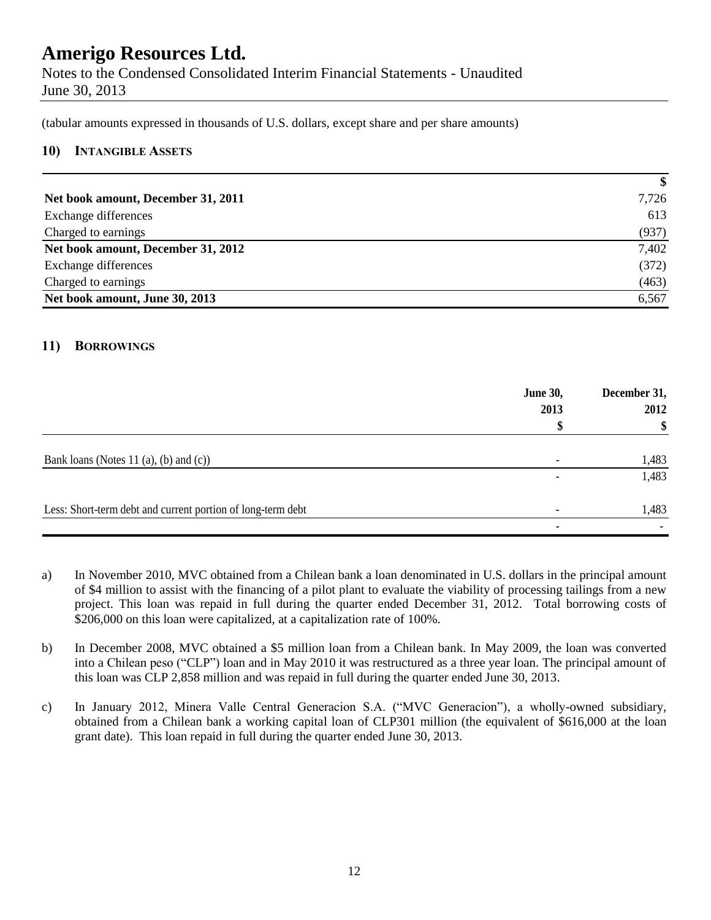# Amerigo Resources Ltd.

Notes to the Condensed Consolidated Interim Financial Statements - Unaudited
June 30, 2013

(tabular amounts expressed in thousands of U.S. dollars, except share and per share amounts)

## 10) Intangible Assets

| | $ |
|---|---|
| **Net book amount, December 31, 2011** | 7,726 |
| Exchange differences | 613 |
| Charged to earnings | (937) |
| **Net book amount, December 31, 2012** | 7,402 |
| Exchange differences | (372) |
| Charged to earnings | (463) |
| **Net book amount, June 30, 2013** | 6,567 |

## 11) Borrowings

| | June 30, 2013 $ | December 31, 2012 $ |
|---|---|---|
| Bank loans (Notes 11 (a), (b) and (c)) | - | 1,483 |
| | - | 1,483 |
| Less: Short-term debt and current portion of long-term debt | - | 1,483 |
| | - | - |

a) In November 2010, MVC obtained from a Chilean bank a loan denominated in U.S. dollars in the principal amount of $4 million to assist with the financing of a pilot plant to evaluate the viability of processing tailings from a new project. This loan was repaid in full during the quarter ended December 31, 2012. Total borrowing costs of $206,000 on this loan were capitalized, at a capitalization rate of 100%.

b) In December 2008, MVC obtained a $5 million loan from a Chilean bank. In May 2009, the loan was converted into a Chilean peso ("CLP") loan and in May 2010 it was restructured as a three year loan. The principal amount of this loan was CLP 2,858 million and was repaid in full during the quarter ended June 30, 2013.

c) In January 2012, Minera Valle Central Generacion S.A. ("MVC Generacion"), a wholly-owned subsidiary, obtained from a Chilean bank a working capital loan of CLP301 million (the equivalent of $616,000 at the loan grant date). This loan repaid in full during the quarter ended June 30, 2013.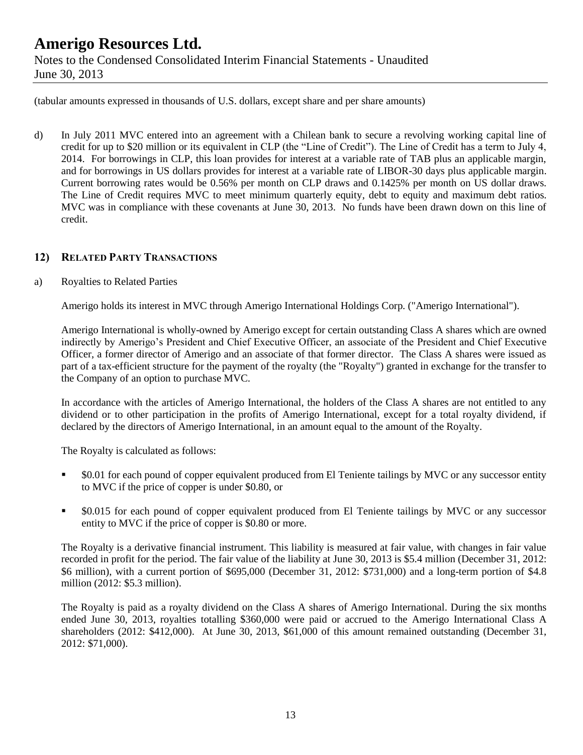(tabular amounts expressed in thousands of U.S. dollars, except share and per share amounts)

d) In July 2011 MVC entered into an agreement with a Chilean bank to secure a revolving working capital line of credit for up to $20 million or its equivalent in CLP (the "Line of Credit"). The Line of Credit has a term to July 4, 2014. For borrowings in CLP, this loan provides for interest at a variable rate of TAB plus an applicable margin, and for borrowings in US dollars provides for interest at a variable rate of LIBOR-30 days plus applicable margin. Current borrowing rates would be 0.56% per month on CLP draws and 0.1425% per month on US dollar draws. The Line of Credit requires MVC to meet minimum quarterly equity, debt to equity and maximum debt ratios. MVC was in compliance with these covenants at June 30, 2013. No funds have been drawn down on this line of credit.

## 12) RELATED PARTY TRANSACTIONS

a) Royalties to Related Parties

Amerigo holds its interest in MVC through Amerigo International Holdings Corp. ("Amerigo International").

Amerigo International is wholly-owned by Amerigo except for certain outstanding Class A shares which are owned indirectly by Amerigo's President and Chief Executive Officer, an associate of the President and Chief Executive Officer, a former director of Amerigo and an associate of that former director. The Class A shares were issued as part of a tax-efficient structure for the payment of the royalty (the "Royalty") granted in exchange for the transfer to the Company of an option to purchase MVC.

In accordance with the articles of Amerigo International, the holders of the Class A shares are not entitled to any dividend or to other participation in the profits of Amerigo International, except for a total royalty dividend, if declared by the directors of Amerigo International, in an amount equal to the amount of the Royalty.

The Royalty is calculated as follows:

- $0.01 for each pound of copper equivalent produced from El Teniente tailings by MVC or any successor entity to MVC if the price of copper is under $0.80, or
- $0.015 for each pound of copper equivalent produced from El Teniente tailings by MVC or any successor entity to MVC if the price of copper is $0.80 or more.

The Royalty is a derivative financial instrument. This liability is measured at fair value, with changes in fair value recorded in profit for the period. The fair value of the liability at June 30, 2013 is $5.4 million (December 31, 2012: $6 million), with a current portion of $695,000 (December 31, 2012: $731,000) and a long-term portion of $4.8 million (2012: $5.3 million).

The Royalty is paid as a royalty dividend on the Class A shares of Amerigo International. During the six months ended June 30, 2013, royalties totalling $360,000 were paid or accrued to the Amerigo International Class A shareholders (2012: $412,000). At June 30, 2013, $61,000 of this amount remained outstanding (December 31, 2012: $71,000).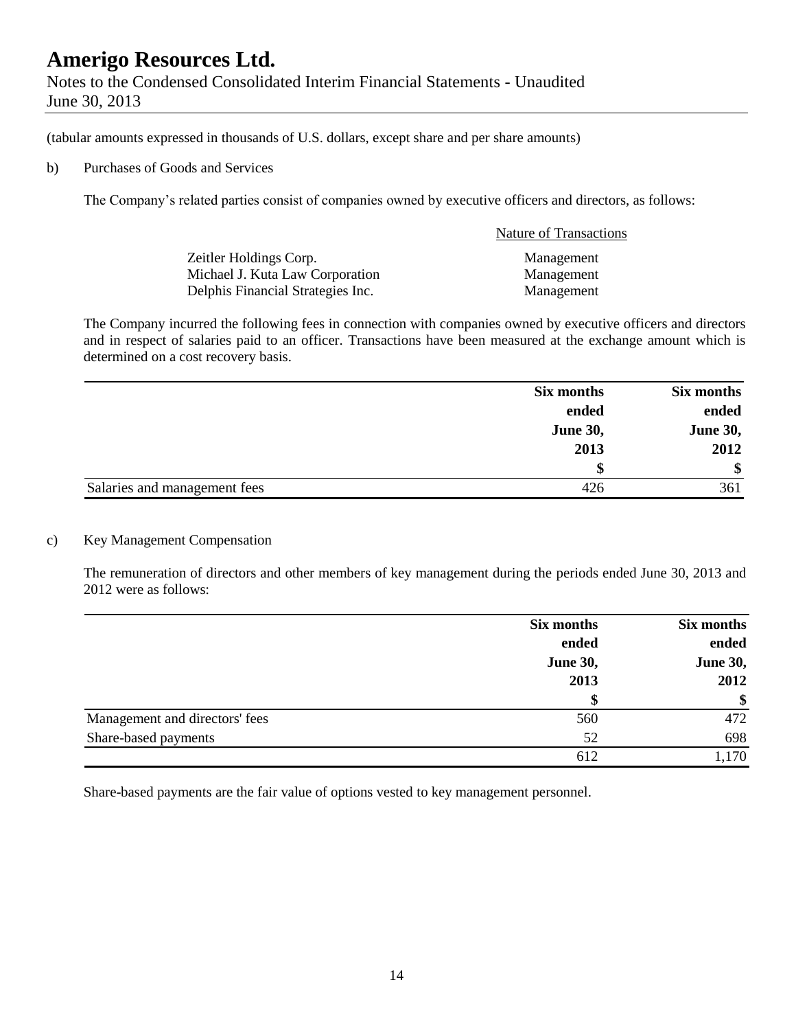(tabular amounts expressed in thousands of U.S. dollars, except share and per share amounts)

b) Purchases of Goods and Services

The Company's related parties consist of companies owned by executive officers and directors, as follows:

| | Nature of Transactions |
|---|---|
| Zeitler Holdings Corp. | Management |
| Michael J. Kuta Law Corporation | Management |
| Delphis Financial Strategies Inc. | Management |

The Company incurred the following fees in connection with companies owned by executive officers and directors and in respect of salaries paid to an officer. Transactions have been measured at the exchange amount which is determined on a cost recovery basis.

| | Six months ended June 30, 2013 | Six months ended June 30, 2012 |
|---|---|---|
| | $ | $ |
| Salaries and management fees | 426 | 361 |

c) Key Management Compensation

The remuneration of directors and other members of key management during the periods ended June 30, 2013 and 2012 were as follows:

| | Six months ended June 30, 2013 | Six months ended June 30, 2012 |
|---|---|---|
| | $ | $ |
| Management and directors' fees | 560 | 472 |
| Share-based payments | 52 | 698 |
| | 612 | 1,170 |

Share-based payments are the fair value of options vested to key management personnel.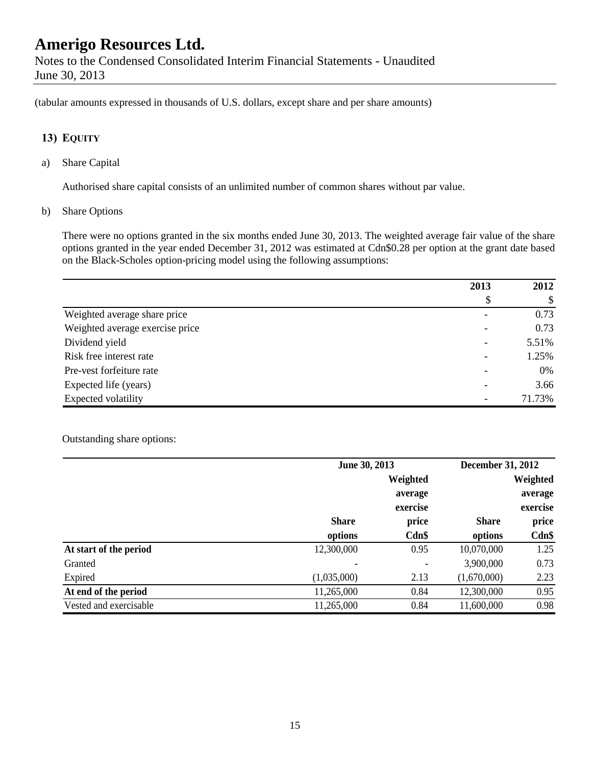# Amerigo Resources Ltd.

Notes to the Condensed Consolidated Interim Financial Statements - Unaudited
June 30, 2013

(tabular amounts expressed in thousands of U.S. dollars, except share and per share amounts)

## 13) EQUITY

a) Share Capital

Authorised share capital consists of an unlimited number of common shares without par value.

b) Share Options

There were no options granted in the six months ended June 30, 2013. The weighted average fair value of the share options granted in the year ended December 31, 2012 was estimated at Cdn$0.28 per option at the grant date based on the Black-Scholes option-pricing model using the following assumptions:

| | 2013 | 2012 |
|---|---|---|
| | \$ | \$ |
| Weighted average share price | - | 0.73 |
| Weighted average exercise price | - | 0.73 |
| Dividend yield | - | 5.51% |
| Risk free interest rate | - | 1.25% |
| Pre-vest forfeiture rate | - | 0% |
| Expected life (years) | - | 3.66 |
| Expected volatility | - | 71.73% |

Outstanding share options:

| | June 30, 2013 | | December 31, 2012 | |
|---|---|---|---|---|
| | Share options | Weighted average exercise price Cdn\$ | Share options | Weighted average exercise price Cdn\$ |
| **At start of the period** | 12,300,000 | 0.95 | 10,070,000 | 1.25 |
| Granted | - | - | 3,900,000 | 0.73 |
| Expired | (1,035,000) | 2.13 | (1,670,000) | 2.23 |
| **At end of the period** | 11,265,000 | 0.84 | 12,300,000 | 0.95 |
| Vested and exercisable | 11,265,000 | 0.84 | 11,600,000 | 0.98 |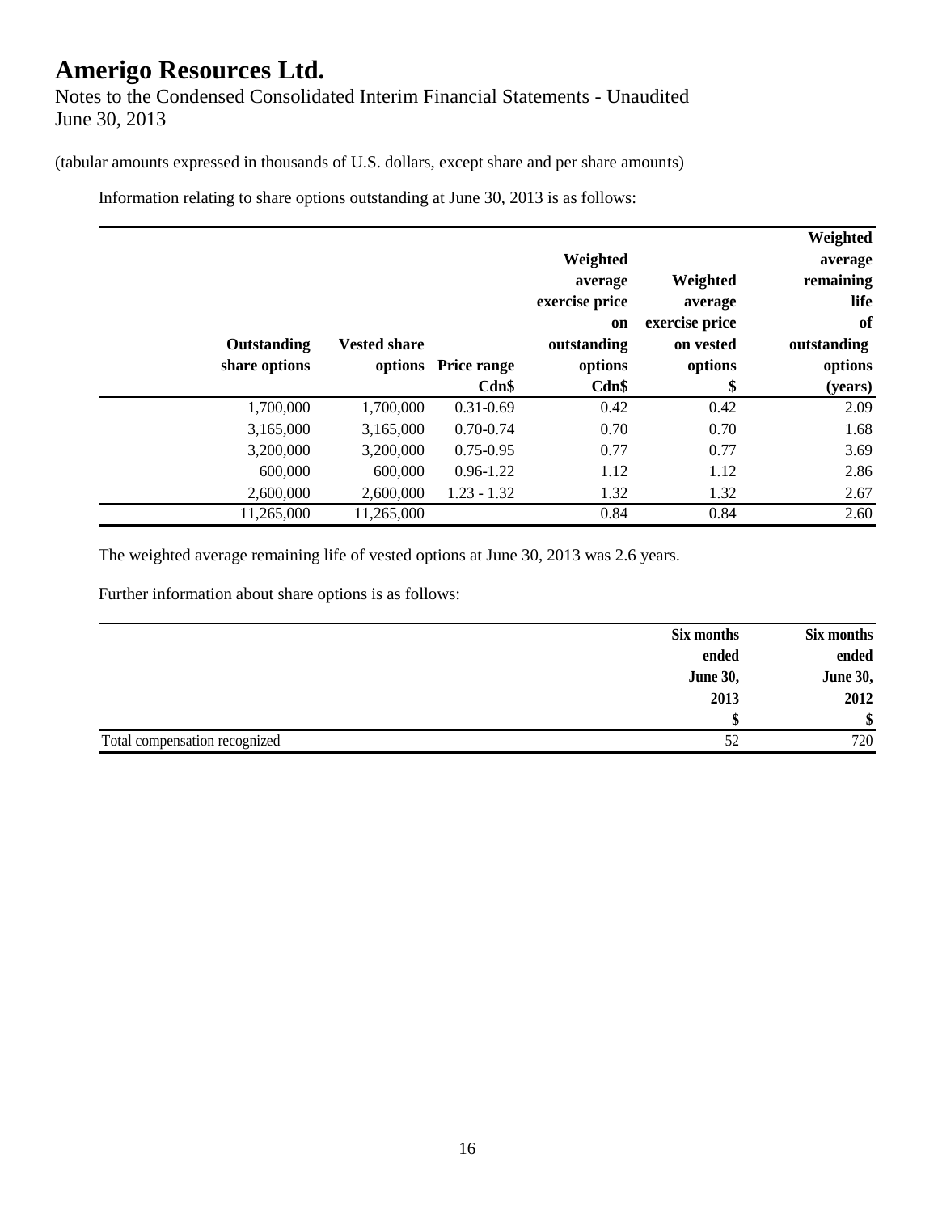(tabular amounts expressed in thousands of U.S. dollars, except share and per share amounts)

Information relating to share options outstanding at June 30, 2013 is as follows:

| Outstanding share options | Vested share options | Price range Cdn$ | Weighted average exercise price on outstanding options Cdn$ | Weighted average exercise price on vested options $ | Weighted average remaining life of outstanding options (years) |
|---|---|---|---|---|---|
| 1,700,000 | 1,700,000 | 0.31-0.69 | 0.42 | 0.42 | 2.09 |
| 3,165,000 | 3,165,000 | 0.70-0.74 | 0.70 | 0.70 | 1.68 |
| 3,200,000 | 3,200,000 | 0.75-0.95 | 0.77 | 0.77 | 3.69 |
| 600,000 | 600,000 | 0.96-1.22 | 1.12 | 1.12 | 2.86 |
| 2,600,000 | 2,600,000 | 1.23 - 1.32 | 1.32 | 1.32 | 2.67 |
| 11,265,000 | 11,265,000 | | 0.84 | 0.84 | 2.60 |

The weighted average remaining life of vested options at June 30, 2013 was 2.6 years.

Further information about share options is as follows:

| | Six months ended June 30, 2013 $ | Six months ended June 30, 2012 $ |
|---|---|---|
| Total compensation recognized | 52 | 720 |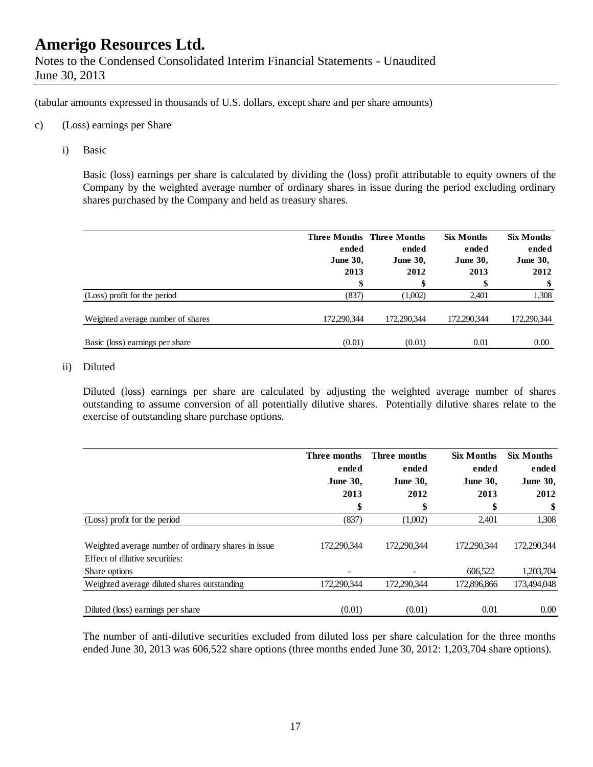# Amerigo Resources Ltd.

Notes to the Condensed Consolidated Interim Financial Statements - Unaudited
June 30, 2013

(tabular amounts expressed in thousands of U.S. dollars, except share and per share amounts)

c) (Loss) earnings per Share

i) Basic

Basic (loss) earnings per share is calculated by dividing the (loss) profit attributable to equity owners of the Company by the weighted average number of ordinary shares in issue during the period excluding ordinary shares purchased by the Company and held as treasury shares.

| | Three Months ended June 30, 2013 | Three Months ended June 30, 2012 | Six Months ended June 30, 2013 | Six Months ended June 30, 2012 |
|---|---|---|---|---|
| | $ | $ | $ | $ |
| (Loss) profit for the period | (837) | (1,002) | 2,401 | 1,308 |
| Weighted average number of shares | 172,290,344 | 172,290,344 | 172,290,344 | 172,290,344 |
| Basic (loss) earnings per share | (0.01) | (0.01) | 0.01 | 0.00 |

ii) Diluted

Diluted (loss) earnings per share are calculated by adjusting the weighted average number of shares outstanding to assume conversion of all potentially dilutive shares. Potentially dilutive shares relate to the exercise of outstanding share purchase options.

| | Three months ended June 30, 2013 | Three months ended June 30, 2012 | Six Months ended June 30, 2013 | Six Months ended June 30, 2012 |
|---|---|---|---|---|
| | $ | $ | $ | $ |
| (Loss) profit for the period | (837) | (1,002) | 2,401 | 1,308 |
| Weighted average number of ordinary shares in issue | 172,290,344 | 172,290,344 | 172,290,344 | 172,290,344 |
| Effect of dilutive securities: | | | | |
| Share options | - | - | 606,522 | 1,203,704 |
| Weighted average diluted shares outstanding | 172,290,344 | 172,290,344 | 172,896,866 | 173,494,048 |
| Diluted (loss) earnings per share | (0.01) | (0.01) | 0.01 | 0.00 |

The number of anti-dilutive securities excluded from diluted loss per share calculation for the three months ended June 30, 2013 was 606,522 share options (three months ended June 30, 2012: 1,203,704 share options).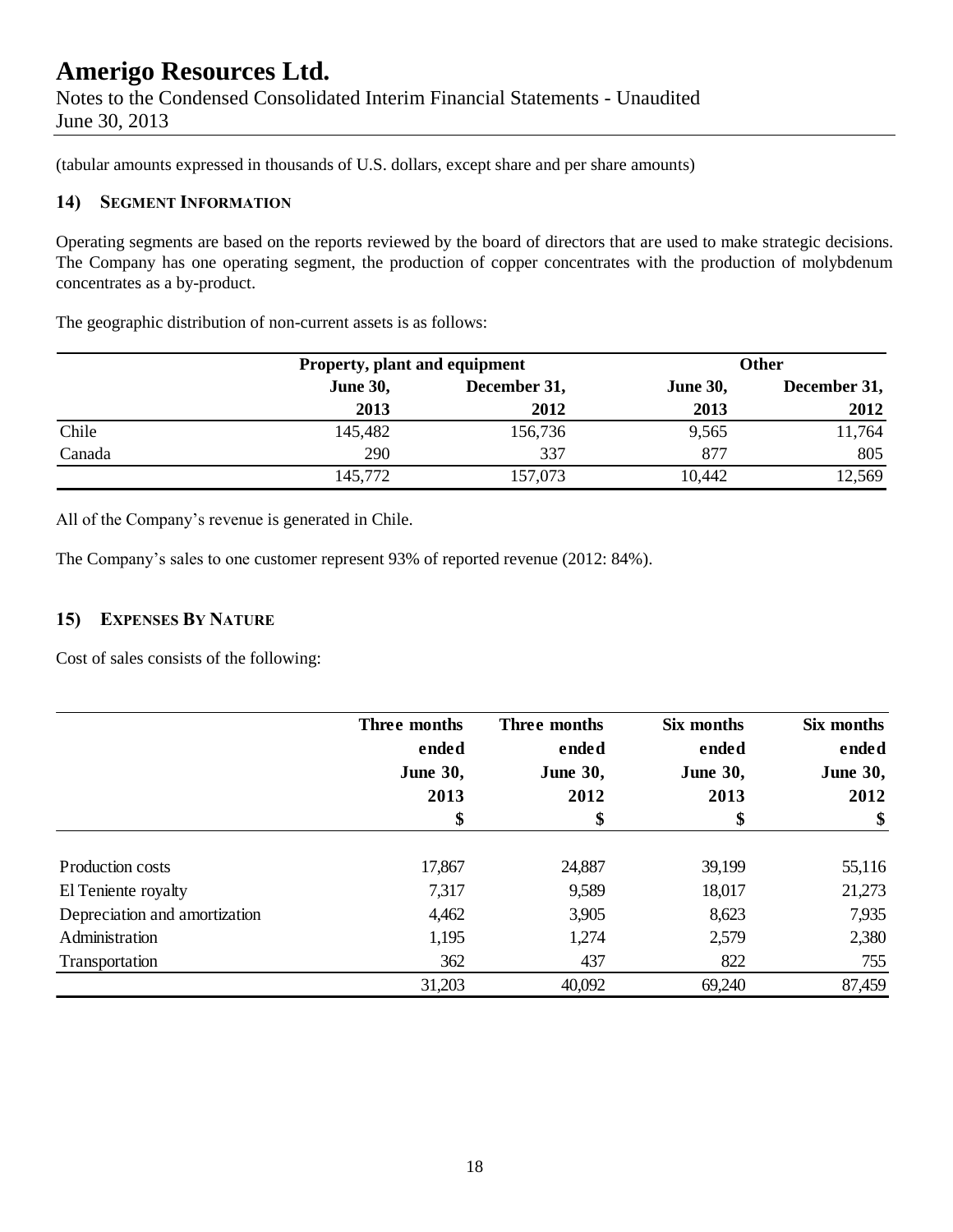(tabular amounts expressed in thousands of U.S. dollars, except share and per share amounts)

## 14) Segment Information

Operating segments are based on the reports reviewed by the board of directors that are used to make strategic decisions. The Company has one operating segment, the production of copper concentrates with the production of molybdenum concentrates as a by-product.

The geographic distribution of non-current assets is as follows:

| | Property, plant and equipment | | Other | |
|---|---|---|---|---|
| | **June 30, 2013** | **December 31, 2012** | **June 30, 2013** | **December 31, 2012** |
| Chile | 145,482 | 156,736 | 9,565 | 11,764 |
| Canada | 290 | 337 | 877 | 805 |
| | 145,772 | 157,073 | 10,442 | 12,569 |

All of the Company's revenue is generated in Chile.

The Company's sales to one customer represent 93% of reported revenue (2012: 84%).

## 15) Expenses By Nature

Cost of sales consists of the following:

| | Three months ended June 30, 2013 | Three months ended June 30, 2012 | Six months ended June 30, 2013 | Six months ended June 30, 2012 |
|---|---|---|---|---|
| | **$** | **$** | **$** | **$** |
| Production costs | 17,867 | 24,887 | 39,199 | 55,116 |
| El Teniente royalty | 7,317 | 9,589 | 18,017 | 21,273 |
| Depreciation and amortization | 4,462 | 3,905 | 8,623 | 7,935 |
| Administration | 1,195 | 1,274 | 2,579 | 2,380 |
| Transportation | 362 | 437 | 822 | 755 |
| | 31,203 | 40,092 | 69,240 | 87,459 |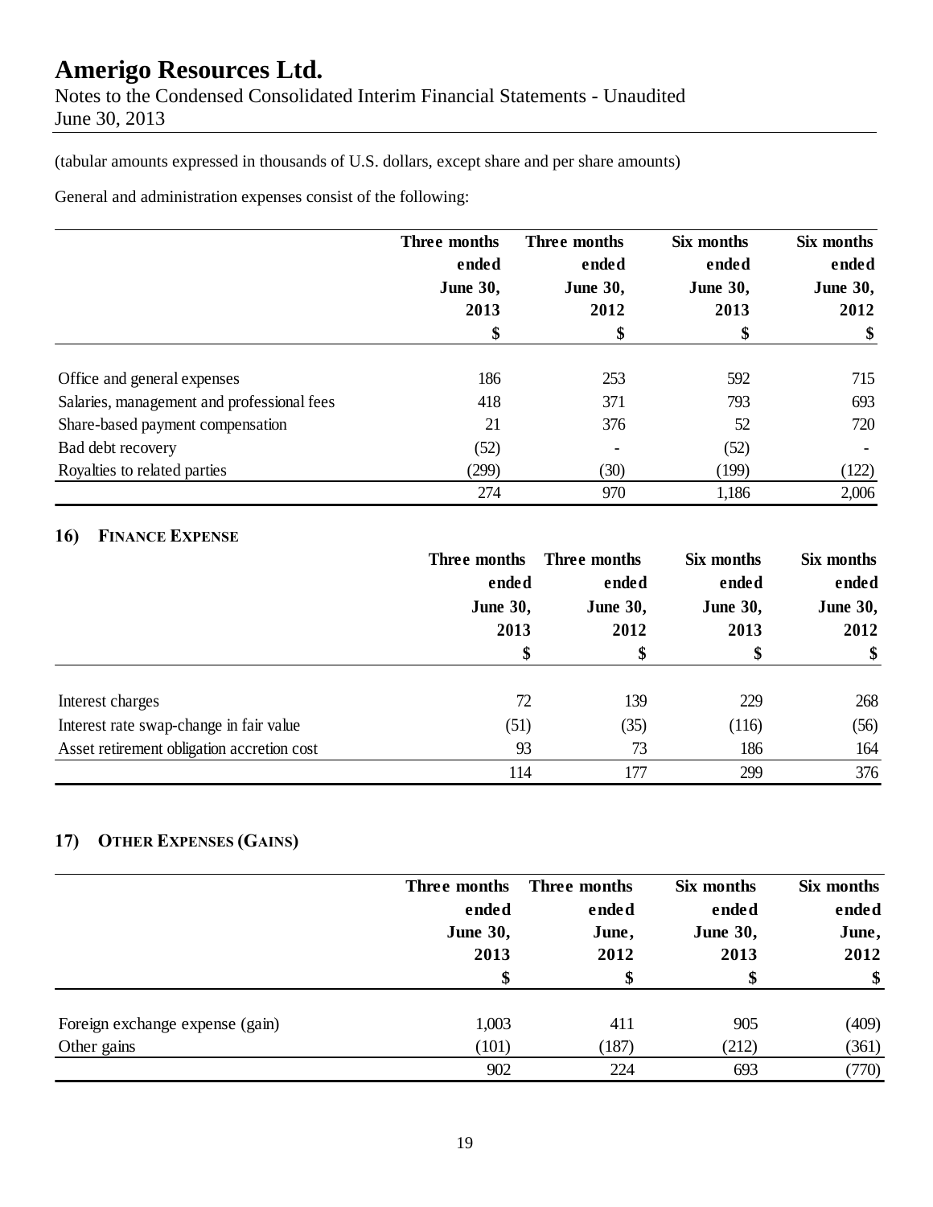# Amerigo Resources Ltd.

Notes to the Condensed Consolidated Interim Financial Statements - Unaudited
June 30, 2013

(tabular amounts expressed in thousands of U.S. dollars, except share and per share amounts)

General and administration expenses consist of the following:

| | Three months ended June 30, 2013 $ | Three months ended June 30, 2012 $ | Six months ended June 30, 2013 $ | Six months ended June 30, 2012 $ |
|---|---|---|---|---|
| Office and general expenses | 186 | 253 | 592 | 715 |
| Salaries, management and professional fees | 418 | 371 | 793 | 693 |
| Share-based payment compensation | 21 | 376 | 52 | 720 |
| Bad debt recovery | (52) | - | (52) | - |
| Royalties to related parties | (299) | (30) | (199) | (122) |
| | 274 | 970 | 1,186 | 2,006 |

## 16) FINANCE EXPENSE

| | Three months ended June 30, 2013 $ | Three months ended June 30, 2012 $ | Six months ended June 30, 2013 $ | Six months ended June 30, 2012 $ |
|---|---|---|---|---|
| Interest charges | 72 | 139 | 229 | 268 |
| Interest rate swap-change in fair value | (51) | (35) | (116) | (56) |
| Asset retirement obligation accretion cost | 93 | 73 | 186 | 164 |
| | 114 | 177 | 299 | 376 |

## 17) OTHER EXPENSES (GAINS)

| | Three months ended June 30, 2013 $ | Three months ended June, 2012 $ | Six months ended June 30, 2013 $ | Six months ended June, 2012 $ |
|---|---|---|---|---|
| Foreign exchange expense (gain) | 1,003 | 411 | 905 | (409) |
| Other gains | (101) | (187) | (212) | (361) |
| | 902 | 224 | 693 | (770) |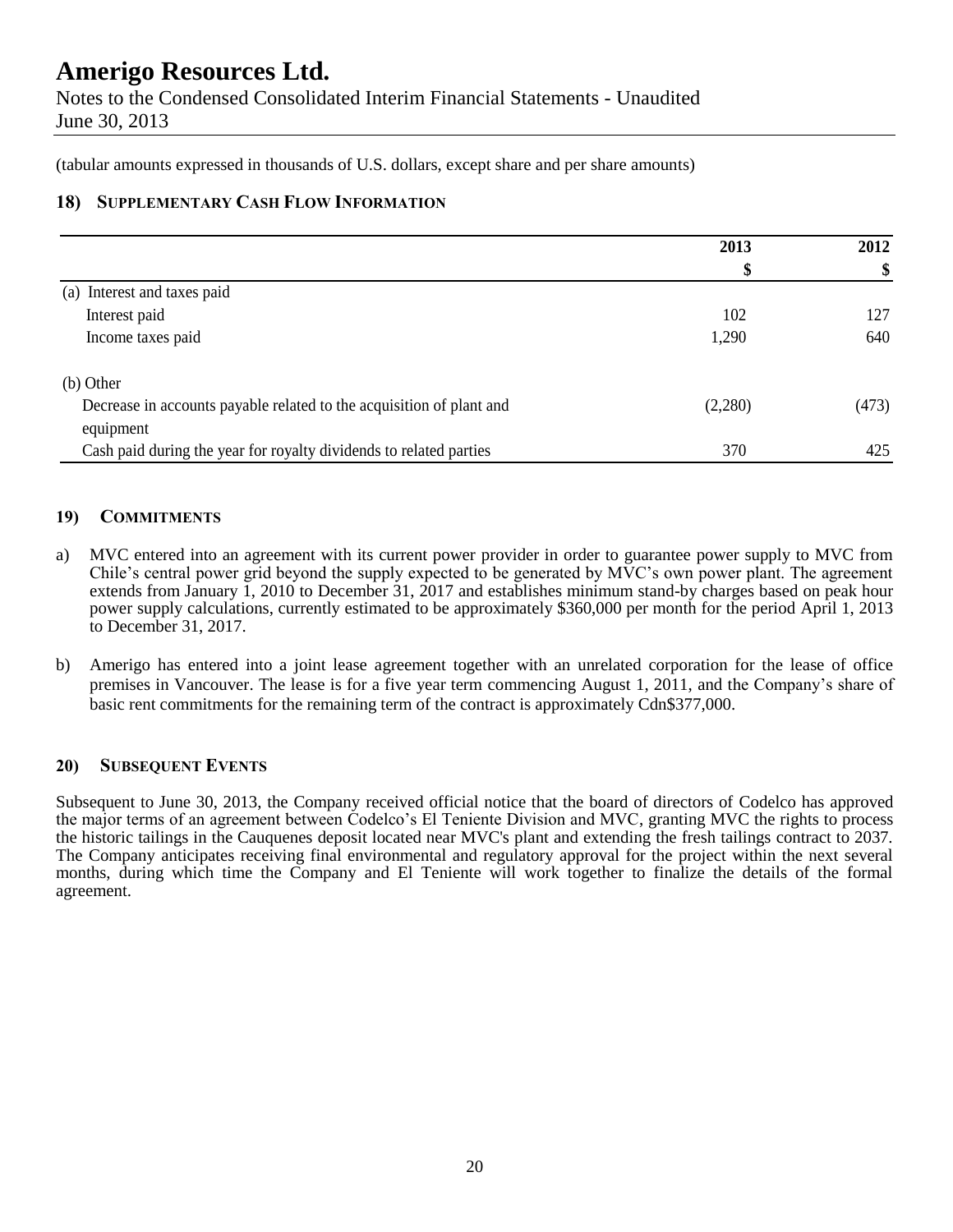# Amerigo Resources Ltd.

Notes to the Condensed Consolidated Interim Financial Statements - Unaudited
June 30, 2013

(tabular amounts expressed in thousands of U.S. dollars, except share and per share amounts)

## 18) Supplementary Cash Flow Information

| | 2013 | 2012 |
|---|---|---|
| | $ | $ |
| (a) Interest and taxes paid | | |
| Interest paid | 102 | 127 |
| Income taxes paid | 1,290 | 640 |
| (b) Other | | |
| Decrease in accounts payable related to the acquisition of plant and equipment | (2,280) | (473) |
| Cash paid during the year for royalty dividends to related parties | 370 | 425 |

## 19) Commitments

a) MVC entered into an agreement with its current power provider in order to guarantee power supply to MVC from Chile's central power grid beyond the supply expected to be generated by MVC's own power plant. The agreement extends from January 1, 2010 to December 31, 2017 and establishes minimum stand-by charges based on peak hour power supply calculations, currently estimated to be approximately $360,000 per month for the period April 1, 2013 to December 31, 2017.

b) Amerigo has entered into a joint lease agreement together with an unrelated corporation for the lease of office premises in Vancouver. The lease is for a five year term commencing August 1, 2011, and the Company's share of basic rent commitments for the remaining term of the contract is approximately Cdn$377,000.

## 20) Subsequent Events

Subsequent to June 30, 2013, the Company received official notice that the board of directors of Codelco has approved the major terms of an agreement between Codelco's El Teniente Division and MVC, granting MVC the rights to process the historic tailings in the Cauquenes deposit located near MVC's plant and extending the fresh tailings contract to 2037. The Company anticipates receiving final environmental and regulatory approval for the project within the next several months, during which time the Company and El Teniente will work together to finalize the details of the formal agreement.